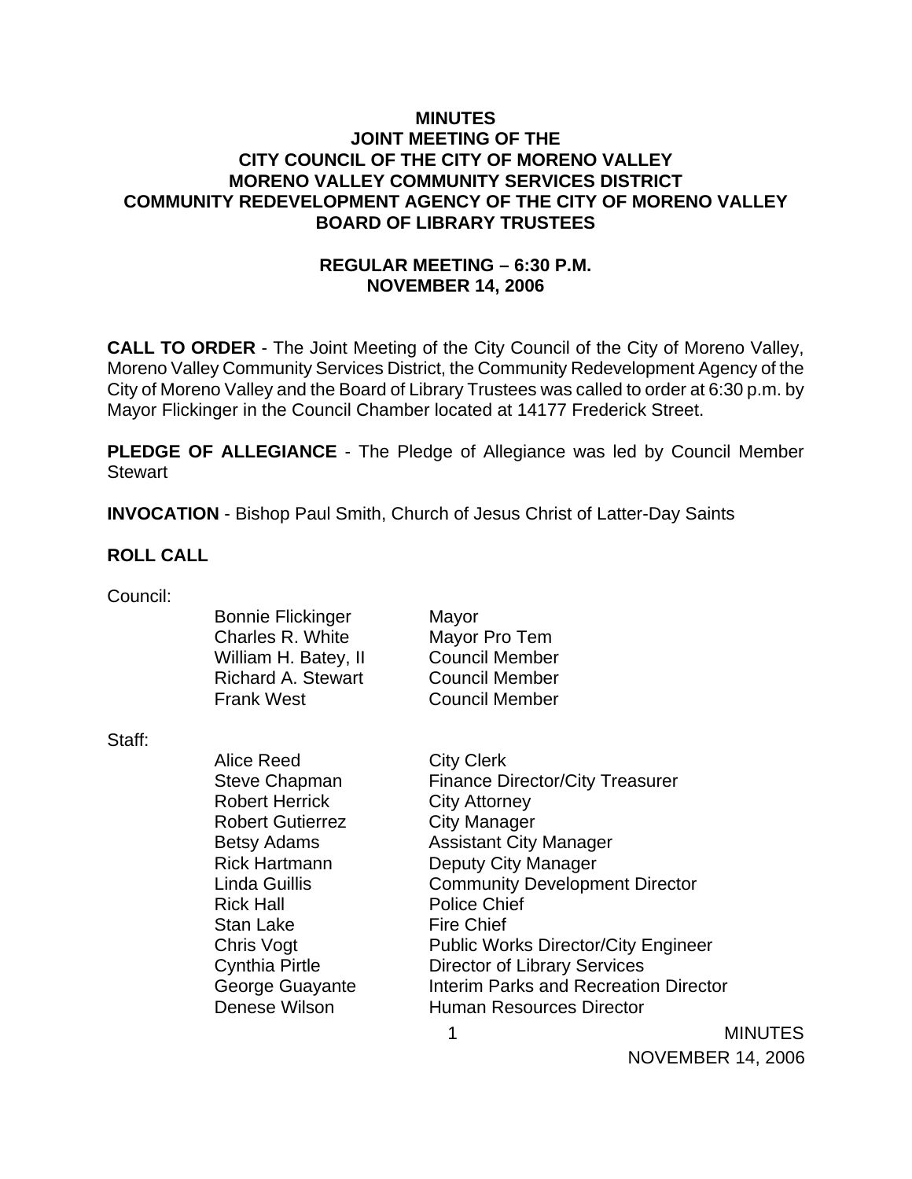# MINUTES
## JOINT MEETING OF THE
## CITY COUNCIL OF THE CITY OF MORENO VALLEY
## MORENO VALLEY COMMUNITY SERVICES DISTRICT
## COMMUNITY REDEVELOPMENT AGENCY OF THE CITY OF MORENO VALLEY
## BOARD OF LIBRARY TRUSTEES

**REGULAR MEETING – 6:30 P.M.**
**NOVEMBER 14, 2006**

**CALL TO ORDER** - The Joint Meeting of the City Council of the City of Moreno Valley, Moreno Valley Community Services District, the Community Redevelopment Agency of the City of Moreno Valley and the Board of Library Trustees was called to order at 6:30 p.m. by Mayor Flickinger in the Council Chamber located at 14177 Frederick Street.

**PLEDGE OF ALLEGIANCE** - The Pledge of Allegiance was led by Council Member Stewart

**INVOCATION** - Bishop Paul Smith, Church of Jesus Christ of Latter-Day Saints

**ROLL CALL**

Council:

| | |
|---|---|
| Bonnie Flickinger | Mayor |
| Charles R. White | Mayor Pro Tem |
| William H. Batey, II | Council Member |
| Richard A. Stewart | Council Member |
| Frank West | Council Member |

Staff:

| | |
|---|---|
| Alice Reed | City Clerk |
| Steve Chapman | Finance Director/City Treasurer |
| Robert Herrick | City Attorney |
| Robert Gutierrez | City Manager |
| Betsy Adams | Assistant City Manager |
| Rick Hartmann | Deputy City Manager |
| Linda Guillis | Community Development Director |
| Rick Hall | Police Chief |
| Stan Lake | Fire Chief |
| Chris Vogt | Public Works Director/City Engineer |
| Cynthia Pirtle | Director of Library Services |
| George Guayante | Interim Parks and Recreation Director |
| Denese Wilson | Human Resources Director |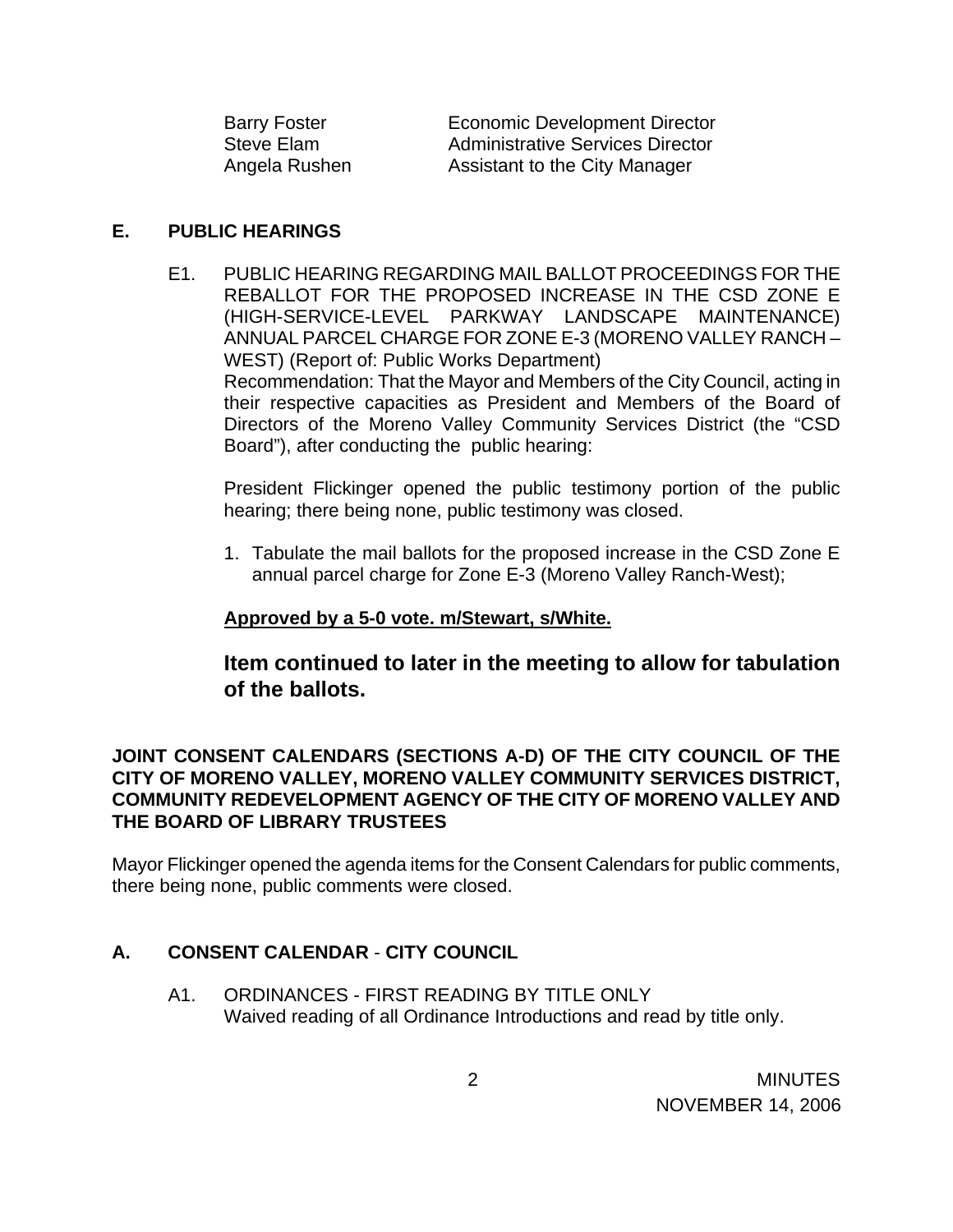| | |
|---|---|
| Barry Foster | Economic Development Director |
| Steve Elam | Administrative Services Director |
| Angela Rushen | Assistant to the City Manager |

## E. PUBLIC HEARINGS

E1. PUBLIC HEARING REGARDING MAIL BALLOT PROCEEDINGS FOR THE REBALLOT FOR THE PROPOSED INCREASE IN THE CSD ZONE E (HIGH-SERVICE-LEVEL PARKWAY LANDSCAPE MAINTENANCE) ANNUAL PARCEL CHARGE FOR ZONE E-3 (MORENO VALLEY RANCH – WEST) (Report of: Public Works Department)
Recommendation: That the Mayor and Members of the City Council, acting in their respective capacities as President and Members of the Board of Directors of the Moreno Valley Community Services District (the "CSD Board"), after conducting the public hearing:

President Flickinger opened the public testimony portion of the public hearing; there being none, public testimony was closed.

1. Tabulate the mail ballots for the proposed increase in the CSD Zone E annual parcel charge for Zone E-3 (Moreno Valley Ranch-West);

**Approved by a 5-0 vote. m/Stewart, s/White.**

**Item continued to later in the meeting to allow for tabulation of the ballots.**

**JOINT CONSENT CALENDARS (SECTIONS A-D) OF THE CITY COUNCIL OF THE CITY OF MORENO VALLEY, MORENO VALLEY COMMUNITY SERVICES DISTRICT, COMMUNITY REDEVELOPMENT AGENCY OF THE CITY OF MORENO VALLEY AND THE BOARD OF LIBRARY TRUSTEES**

Mayor Flickinger opened the agenda items for the Consent Calendars for public comments, there being none, public comments were closed.

## A. CONSENT CALENDAR - CITY COUNCIL

A1. ORDINANCES - FIRST READING BY TITLE ONLY
Waived reading of all Ordinance Introductions and read by title only.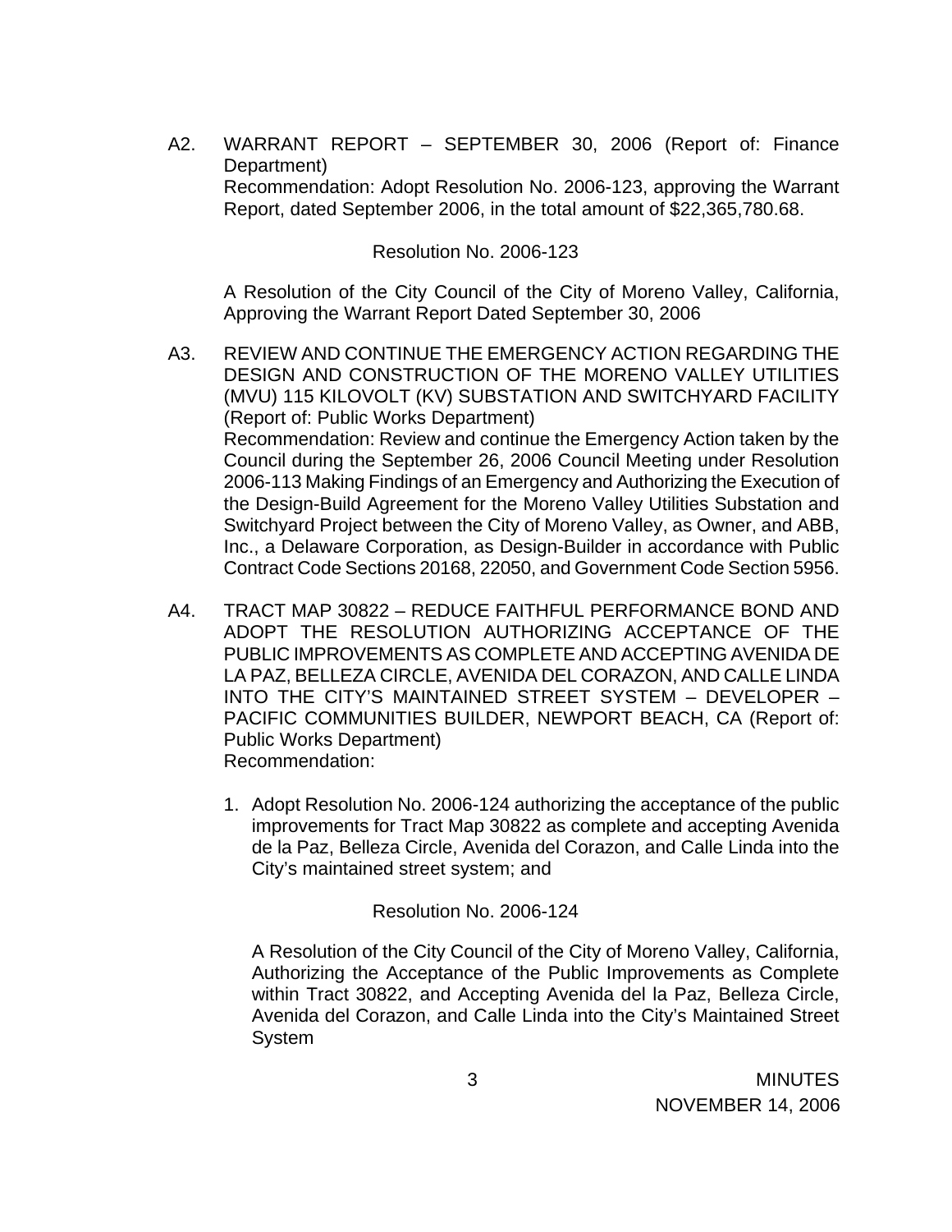A2. WARRANT REPORT – SEPTEMBER 30, 2006 (Report of: Finance Department)
Recommendation: Adopt Resolution No. 2006-123, approving the Warrant Report, dated September 2006, in the total amount of $22,365,780.68.

Resolution No. 2006-123

A Resolution of the City Council of the City of Moreno Valley, California, Approving the Warrant Report Dated September 30, 2006

A3. REVIEW AND CONTINUE THE EMERGENCY ACTION REGARDING THE DESIGN AND CONSTRUCTION OF THE MORENO VALLEY UTILITIES (MVU) 115 KILOVOLT (KV) SUBSTATION AND SWITCHYARD FACILITY (Report of: Public Works Department)
Recommendation: Review and continue the Emergency Action taken by the Council during the September 26, 2006 Council Meeting under Resolution 2006-113 Making Findings of an Emergency and Authorizing the Execution of the Design-Build Agreement for the Moreno Valley Utilities Substation and Switchyard Project between the City of Moreno Valley, as Owner, and ABB, Inc., a Delaware Corporation, as Design-Builder in accordance with Public Contract Code Sections 20168, 22050, and Government Code Section 5956.

A4. TRACT MAP 30822 – REDUCE FAITHFUL PERFORMANCE BOND AND ADOPT THE RESOLUTION AUTHORIZING ACCEPTANCE OF THE PUBLIC IMPROVEMENTS AS COMPLETE AND ACCEPTING AVENIDA DE LA PAZ, BELLEZA CIRCLE, AVENIDA DEL CORAZON, AND CALLE LINDA INTO THE CITY'S MAINTAINED STREET SYSTEM – DEVELOPER – PACIFIC COMMUNITIES BUILDER, NEWPORT BEACH, CA (Report of: Public Works Department)
Recommendation:

1. Adopt Resolution No. 2006-124 authorizing the acceptance of the public improvements for Tract Map 30822 as complete and accepting Avenida de la Paz, Belleza Circle, Avenida del Corazon, and Calle Linda into the City's maintained street system; and

   Resolution No. 2006-124

   A Resolution of the City Council of the City of Moreno Valley, California, Authorizing the Acceptance of the Public Improvements as Complete within Tract 30822, and Accepting Avenida del la Paz, Belleza Circle, Avenida del Corazon, and Calle Linda into the City's Maintained Street System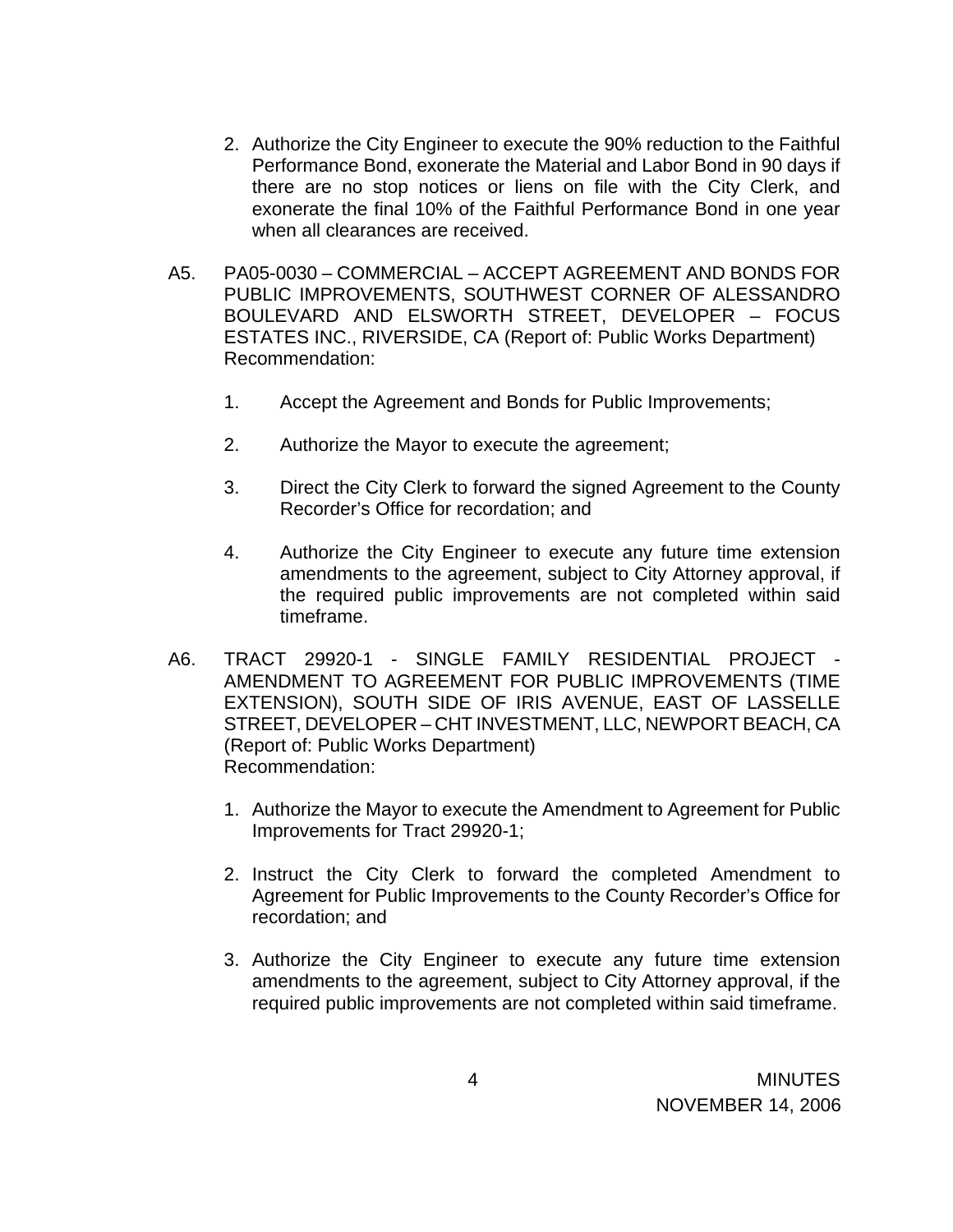2. Authorize the City Engineer to execute the 90% reduction to the Faithful Performance Bond, exonerate the Material and Labor Bond in 90 days if there are no stop notices or liens on file with the City Clerk, and exonerate the final 10% of the Faithful Performance Bond in one year when all clearances are received.

A5. PA05-0030 – COMMERCIAL – ACCEPT AGREEMENT AND BONDS FOR PUBLIC IMPROVEMENTS, SOUTHWEST CORNER OF ALESSANDRO BOULEVARD AND ELSWORTH STREET, DEVELOPER – FOCUS ESTATES INC., RIVERSIDE, CA (Report of: Public Works Department)
Recommendation:

1. Accept the Agreement and Bonds for Public Improvements;

2. Authorize the Mayor to execute the agreement;

3. Direct the City Clerk to forward the signed Agreement to the County Recorder's Office for recordation; and

4. Authorize the City Engineer to execute any future time extension amendments to the agreement, subject to City Attorney approval, if the required public improvements are not completed within said timeframe.

A6. TRACT 29920-1 - SINGLE FAMILY RESIDENTIAL PROJECT - AMENDMENT TO AGREEMENT FOR PUBLIC IMPROVEMENTS (TIME EXTENSION), SOUTH SIDE OF IRIS AVENUE, EAST OF LASSELLE STREET, DEVELOPER – CHT INVESTMENT, LLC, NEWPORT BEACH, CA (Report of: Public Works Department)
Recommendation:

1. Authorize the Mayor to execute the Amendment to Agreement for Public Improvements for Tract 29920-1;

2. Instruct the City Clerk to forward the completed Amendment to Agreement for Public Improvements to the County Recorder's Office for recordation; and

3. Authorize the City Engineer to execute any future time extension amendments to the agreement, subject to City Attorney approval, if the required public improvements are not completed within said timeframe.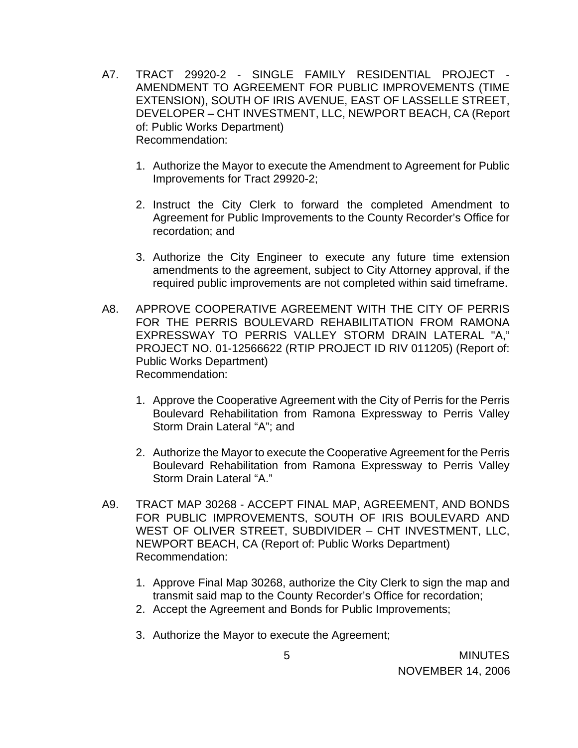A7. TRACT 29920-2 - SINGLE FAMILY RESIDENTIAL PROJECT - AMENDMENT TO AGREEMENT FOR PUBLIC IMPROVEMENTS (TIME EXTENSION), SOUTH OF IRIS AVENUE, EAST OF LASSELLE STREET, DEVELOPER – CHT INVESTMENT, LLC, NEWPORT BEACH, CA (Report of: Public Works Department)
Recommendation:

1. Authorize the Mayor to execute the Amendment to Agreement for Public Improvements for Tract 29920-2;

2. Instruct the City Clerk to forward the completed Amendment to Agreement for Public Improvements to the County Recorder's Office for recordation; and

3. Authorize the City Engineer to execute any future time extension amendments to the agreement, subject to City Attorney approval, if the required public improvements are not completed within said timeframe.

A8. APPROVE COOPERATIVE AGREEMENT WITH THE CITY OF PERRIS FOR THE PERRIS BOULEVARD REHABILITATION FROM RAMONA EXPRESSWAY TO PERRIS VALLEY STORM DRAIN LATERAL "A," PROJECT NO. 01-12566622 (RTIP PROJECT ID RIV 011205) (Report of: Public Works Department)
Recommendation:

1. Approve the Cooperative Agreement with the City of Perris for the Perris Boulevard Rehabilitation from Ramona Expressway to Perris Valley Storm Drain Lateral "A"; and

2. Authorize the Mayor to execute the Cooperative Agreement for the Perris Boulevard Rehabilitation from Ramona Expressway to Perris Valley Storm Drain Lateral "A."

A9. TRACT MAP 30268 - ACCEPT FINAL MAP, AGREEMENT, AND BONDS FOR PUBLIC IMPROVEMENTS, SOUTH OF IRIS BOULEVARD AND WEST OF OLIVER STREET, SUBDIVIDER – CHT INVESTMENT, LLC, NEWPORT BEACH, CA (Report of: Public Works Department)
Recommendation:

1. Approve Final Map 30268, authorize the City Clerk to sign the map and transmit said map to the County Recorder's Office for recordation;
2. Accept the Agreement and Bonds for Public Improvements;

3. Authorize the Mayor to execute the Agreement;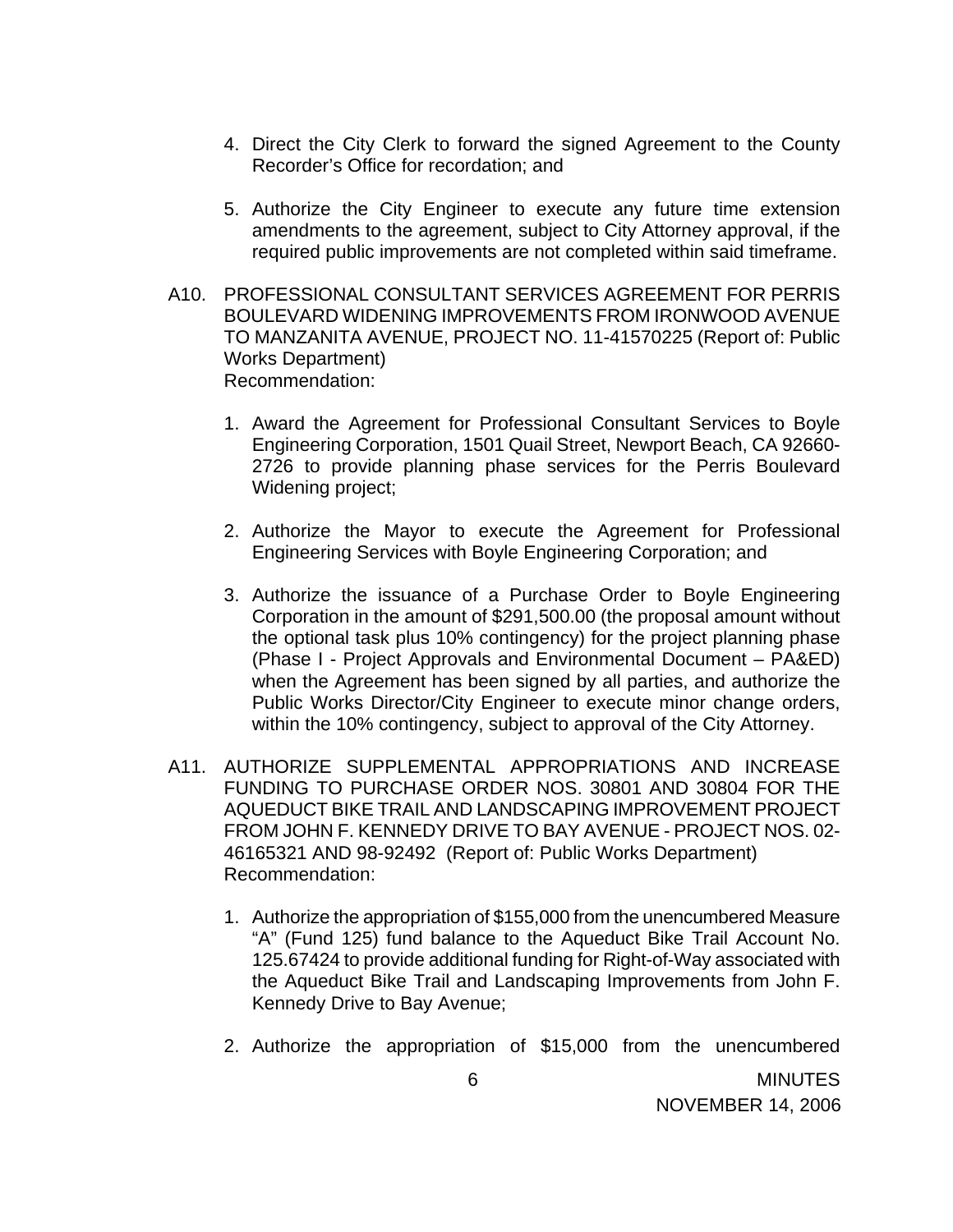4. Direct the City Clerk to forward the signed Agreement to the County Recorder's Office for recordation; and

5. Authorize the City Engineer to execute any future time extension amendments to the agreement, subject to City Attorney approval, if the required public improvements are not completed within said timeframe.

A10. PROFESSIONAL CONSULTANT SERVICES AGREEMENT FOR PERRIS BOULEVARD WIDENING IMPROVEMENTS FROM IRONWOOD AVENUE TO MANZANITA AVENUE, PROJECT NO. 11-41570225 (Report of: Public Works Department)
Recommendation:

1. Award the Agreement for Professional Consultant Services to Boyle Engineering Corporation, 1501 Quail Street, Newport Beach, CA 92660-2726 to provide planning phase services for the Perris Boulevard Widening project;

2. Authorize the Mayor to execute the Agreement for Professional Engineering Services with Boyle Engineering Corporation; and

3. Authorize the issuance of a Purchase Order to Boyle Engineering Corporation in the amount of $291,500.00 (the proposal amount without the optional task plus 10% contingency) for the project planning phase (Phase I - Project Approvals and Environmental Document – PA&ED) when the Agreement has been signed by all parties, and authorize the Public Works Director/City Engineer to execute minor change orders, within the 10% contingency, subject to approval of the City Attorney.

A11. AUTHORIZE SUPPLEMENTAL APPROPRIATIONS AND INCREASE FUNDING TO PURCHASE ORDER NOS. 30801 AND 30804 FOR THE AQUEDUCT BIKE TRAIL AND LANDSCAPING IMPROVEMENT PROJECT FROM JOHN F. KENNEDY DRIVE TO BAY AVENUE - PROJECT NOS. 02-46165321 AND 98-92492 (Report of: Public Works Department)
Recommendation:

1. Authorize the appropriation of $155,000 from the unencumbered Measure "A" (Fund 125) fund balance to the Aqueduct Bike Trail Account No. 125.67424 to provide additional funding for Right-of-Way associated with the Aqueduct Bike Trail and Landscaping Improvements from John F. Kennedy Drive to Bay Avenue;

2. Authorize the appropriation of $15,000 from the unencumbered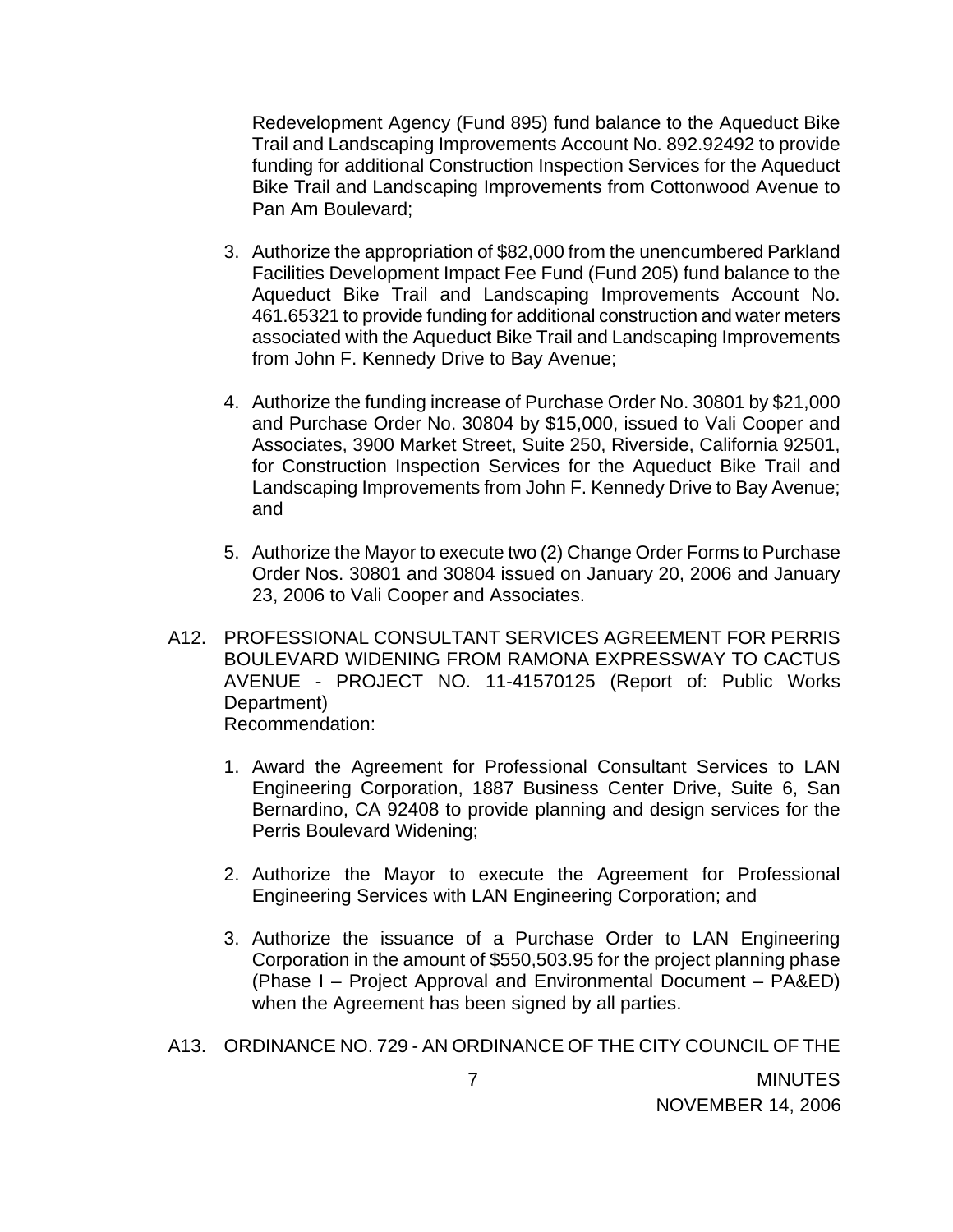Redevelopment Agency (Fund 895) fund balance to the Aqueduct Bike Trail and Landscaping Improvements Account No. 892.92492 to provide funding for additional Construction Inspection Services for the Aqueduct Bike Trail and Landscaping Improvements from Cottonwood Avenue to Pan Am Boulevard;

3. Authorize the appropriation of $82,000 from the unencumbered Parkland Facilities Development Impact Fee Fund (Fund 205) fund balance to the Aqueduct Bike Trail and Landscaping Improvements Account No. 461.65321 to provide funding for additional construction and water meters associated with the Aqueduct Bike Trail and Landscaping Improvements from John F. Kennedy Drive to Bay Avenue;

4. Authorize the funding increase of Purchase Order No. 30801 by $21,000 and Purchase Order No. 30804 by $15,000, issued to Vali Cooper and Associates, 3900 Market Street, Suite 250, Riverside, California 92501, for Construction Inspection Services for the Aqueduct Bike Trail and Landscaping Improvements from John F. Kennedy Drive to Bay Avenue; and

5. Authorize the Mayor to execute two (2) Change Order Forms to Purchase Order Nos. 30801 and 30804 issued on January 20, 2006 and January 23, 2006 to Vali Cooper and Associates.

A12. PROFESSIONAL CONSULTANT SERVICES AGREEMENT FOR PERRIS BOULEVARD WIDENING FROM RAMONA EXPRESSWAY TO CACTUS AVENUE - PROJECT NO. 11-41570125 (Report of: Public Works Department)
Recommendation:

1. Award the Agreement for Professional Consultant Services to LAN Engineering Corporation, 1887 Business Center Drive, Suite 6, San Bernardino, CA 92408 to provide planning and design services for the Perris Boulevard Widening;

2. Authorize the Mayor to execute the Agreement for Professional Engineering Services with LAN Engineering Corporation; and

3. Authorize the issuance of a Purchase Order to LAN Engineering Corporation in the amount of $550,503.95 for the project planning phase (Phase I – Project Approval and Environmental Document – PA&ED) when the Agreement has been signed by all parties.

A13. ORDINANCE NO. 729 - AN ORDINANCE OF THE CITY COUNCIL OF THE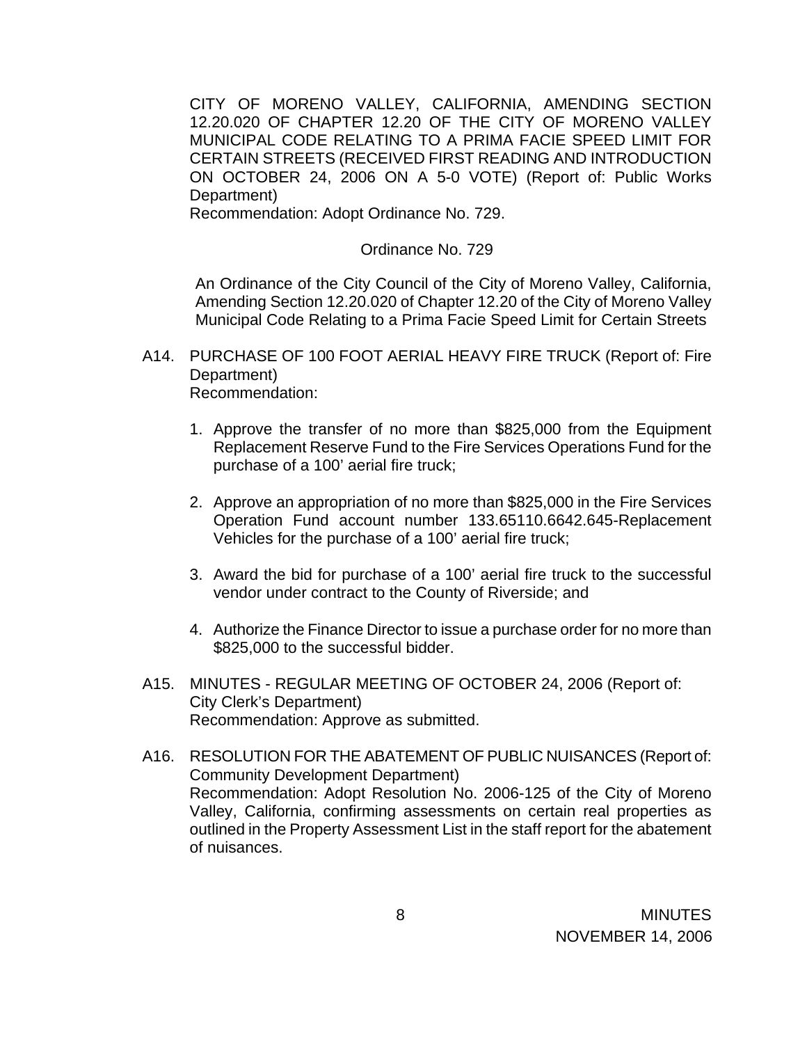CITY OF MORENO VALLEY, CALIFORNIA, AMENDING SECTION 12.20.020 OF CHAPTER 12.20 OF THE CITY OF MORENO VALLEY MUNICIPAL CODE RELATING TO A PRIMA FACIE SPEED LIMIT FOR CERTAIN STREETS (RECEIVED FIRST READING AND INTRODUCTION ON OCTOBER 24, 2006 ON A 5-0 VOTE) (Report of: Public Works Department)
Recommendation: Adopt Ordinance No. 729.

Ordinance No. 729

An Ordinance of the City Council of the City of Moreno Valley, California, Amending Section 12.20.020 of Chapter 12.20 of the City of Moreno Valley Municipal Code Relating to a Prima Facie Speed Limit for Certain Streets

A14. PURCHASE OF 100 FOOT AERIAL HEAVY FIRE TRUCK (Report of: Fire Department)
Recommendation:

1. Approve the transfer of no more than $825,000 from the Equipment Replacement Reserve Fund to the Fire Services Operations Fund for the purchase of a 100' aerial fire truck;

2. Approve an appropriation of no more than $825,000 in the Fire Services Operation Fund account number 133.65110.6642.645-Replacement Vehicles for the purchase of a 100' aerial fire truck;

3. Award the bid for purchase of a 100' aerial fire truck to the successful vendor under contract to the County of Riverside; and

4. Authorize the Finance Director to issue a purchase order for no more than $825,000 to the successful bidder.

A15. MINUTES - REGULAR MEETING OF OCTOBER 24, 2006 (Report of: City Clerk's Department)
Recommendation: Approve as submitted.

A16. RESOLUTION FOR THE ABATEMENT OF PUBLIC NUISANCES (Report of: Community Development Department)
Recommendation: Adopt Resolution No. 2006-125 of the City of Moreno Valley, California, confirming assessments on certain real properties as outlined in the Property Assessment List in the staff report for the abatement of nuisances.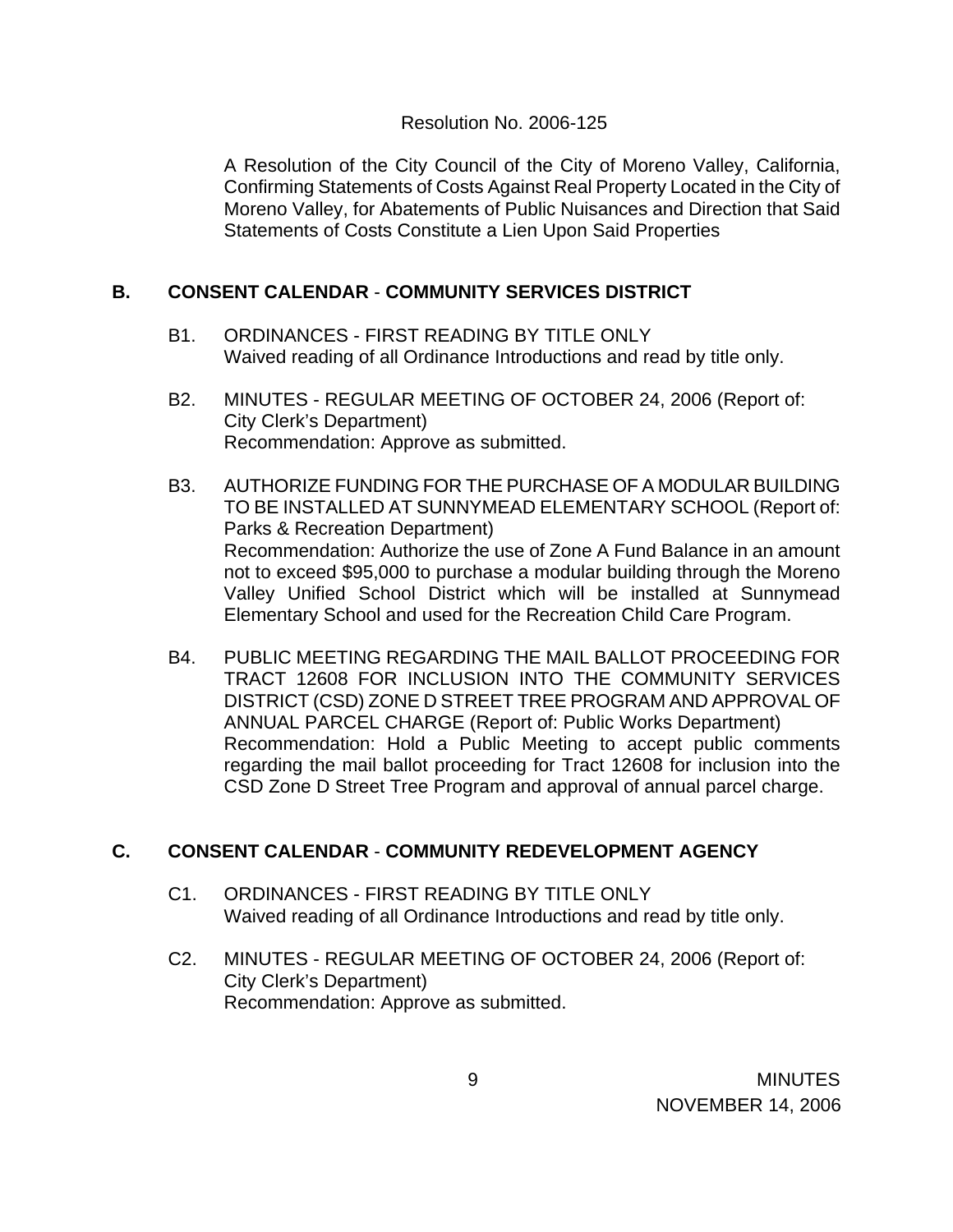Resolution No. 2006-125

A Resolution of the City Council of the City of Moreno Valley, California, Confirming Statements of Costs Against Real Property Located in the City of Moreno Valley, for Abatements of Public Nuisances and Direction that Said Statements of Costs Constitute a Lien Upon Said Properties

## B. CONSENT CALENDAR - COMMUNITY SERVICES DISTRICT

B1. ORDINANCES - FIRST READING BY TITLE ONLY
Waived reading of all Ordinance Introductions and read by title only.

B2. MINUTES - REGULAR MEETING OF OCTOBER 24, 2006 (Report of: City Clerk's Department)
Recommendation: Approve as submitted.

B3. AUTHORIZE FUNDING FOR THE PURCHASE OF A MODULAR BUILDING TO BE INSTALLED AT SUNNYMEAD ELEMENTARY SCHOOL (Report of: Parks & Recreation Department)
Recommendation: Authorize the use of Zone A Fund Balance in an amount not to exceed $95,000 to purchase a modular building through the Moreno Valley Unified School District which will be installed at Sunnymead Elementary School and used for the Recreation Child Care Program.

B4. PUBLIC MEETING REGARDING THE MAIL BALLOT PROCEEDING FOR TRACT 12608 FOR INCLUSION INTO THE COMMUNITY SERVICES DISTRICT (CSD) ZONE D STREET TREE PROGRAM AND APPROVAL OF ANNUAL PARCEL CHARGE (Report of: Public Works Department)
Recommendation: Hold a Public Meeting to accept public comments regarding the mail ballot proceeding for Tract 12608 for inclusion into the CSD Zone D Street Tree Program and approval of annual parcel charge.

## C. CONSENT CALENDAR - COMMUNITY REDEVELOPMENT AGENCY

C1. ORDINANCES - FIRST READING BY TITLE ONLY
Waived reading of all Ordinance Introductions and read by title only.

C2. MINUTES - REGULAR MEETING OF OCTOBER 24, 2006 (Report of: City Clerk's Department)
Recommendation: Approve as submitted.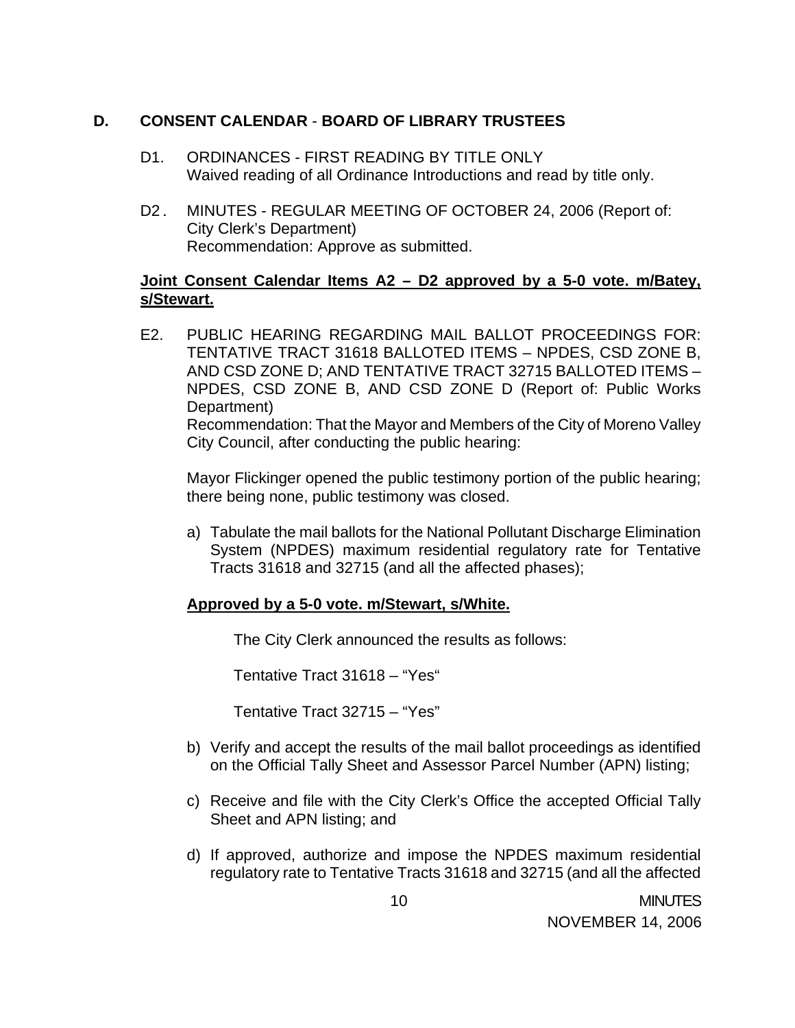## D. CONSENT CALENDAR - BOARD OF LIBRARY TRUSTEES

D1. ORDINANCES - FIRST READING BY TITLE ONLY
Waived reading of all Ordinance Introductions and read by title only.

D2. MINUTES - REGULAR MEETING OF OCTOBER 24, 2006 (Report of: City Clerk's Department)
Recommendation: Approve as submitted.

**Joint Consent Calendar Items A2 – D2 approved by a 5-0 vote. m/Batey, s/Stewart.**

E2. PUBLIC HEARING REGARDING MAIL BALLOT PROCEEDINGS FOR: TENTATIVE TRACT 31618 BALLOTED ITEMS – NPDES, CSD ZONE B, AND CSD ZONE D; AND TENTATIVE TRACT 32715 BALLOTED ITEMS – NPDES, CSD ZONE B, AND CSD ZONE D (Report of: Public Works Department)
Recommendation: That the Mayor and Members of the City of Moreno Valley City Council, after conducting the public hearing:

Mayor Flickinger opened the public testimony portion of the public hearing; there being none, public testimony was closed.

a) Tabulate the mail ballots for the National Pollutant Discharge Elimination System (NPDES) maximum residential regulatory rate for Tentative Tracts 31618 and 32715 (and all the affected phases);

**Approved by a 5-0 vote. m/Stewart, s/White.**

The City Clerk announced the results as follows:

Tentative Tract 31618 – "Yes"

Tentative Tract 32715 – "Yes"

b) Verify and accept the results of the mail ballot proceedings as identified on the Official Tally Sheet and Assessor Parcel Number (APN) listing;

c) Receive and file with the City Clerk's Office the accepted Official Tally Sheet and APN listing; and

d) If approved, authorize and impose the NPDES maximum residential regulatory rate to Tentative Tracts 31618 and 32715 (and all the affected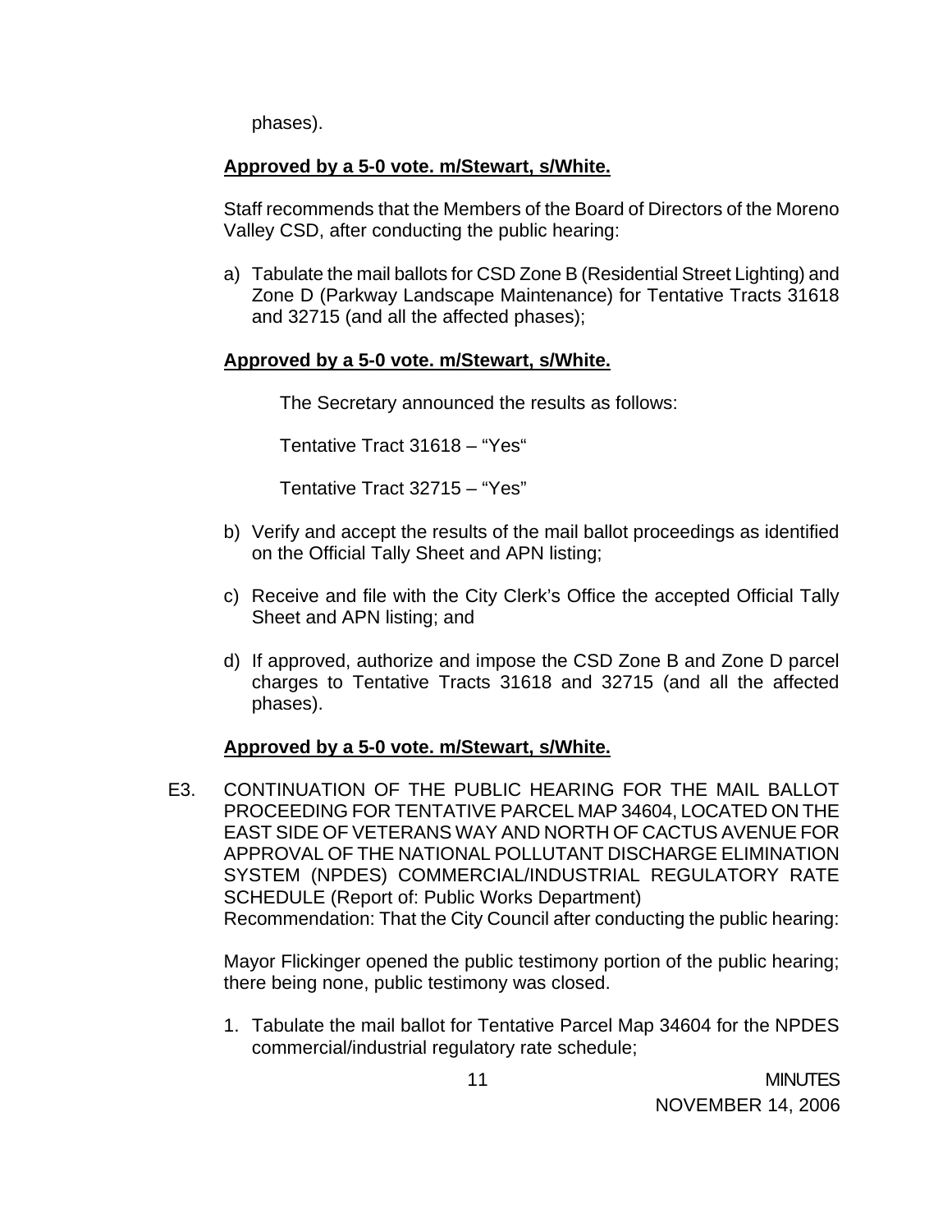phases).

**Approved by a 5-0 vote. m/Stewart, s/White.**

Staff recommends that the Members of the Board of Directors of the Moreno Valley CSD, after conducting the public hearing:

a) Tabulate the mail ballots for CSD Zone B (Residential Street Lighting) and Zone D (Parkway Landscape Maintenance) for Tentative Tracts 31618 and 32715 (and all the affected phases);

**Approved by a 5-0 vote. m/Stewart, s/White.**

The Secretary announced the results as follows:

Tentative Tract 31618 – "Yes"

Tentative Tract 32715 – "Yes"

b) Verify and accept the results of the mail ballot proceedings as identified on the Official Tally Sheet and APN listing;

c) Receive and file with the City Clerk's Office the accepted Official Tally Sheet and APN listing; and

d) If approved, authorize and impose the CSD Zone B and Zone D parcel charges to Tentative Tracts 31618 and 32715 (and all the affected phases).

**Approved by a 5-0 vote. m/Stewart, s/White.**

E3. CONTINUATION OF THE PUBLIC HEARING FOR THE MAIL BALLOT PROCEEDING FOR TENTATIVE PARCEL MAP 34604, LOCATED ON THE EAST SIDE OF VETERANS WAY AND NORTH OF CACTUS AVENUE FOR APPROVAL OF THE NATIONAL POLLUTANT DISCHARGE ELIMINATION SYSTEM (NPDES) COMMERCIAL/INDUSTRIAL REGULATORY RATE SCHEDULE (Report of: Public Works Department)
Recommendation: That the City Council after conducting the public hearing:

Mayor Flickinger opened the public testimony portion of the public hearing; there being none, public testimony was closed.

1. Tabulate the mail ballot for Tentative Parcel Map 34604 for the NPDES commercial/industrial regulatory rate schedule;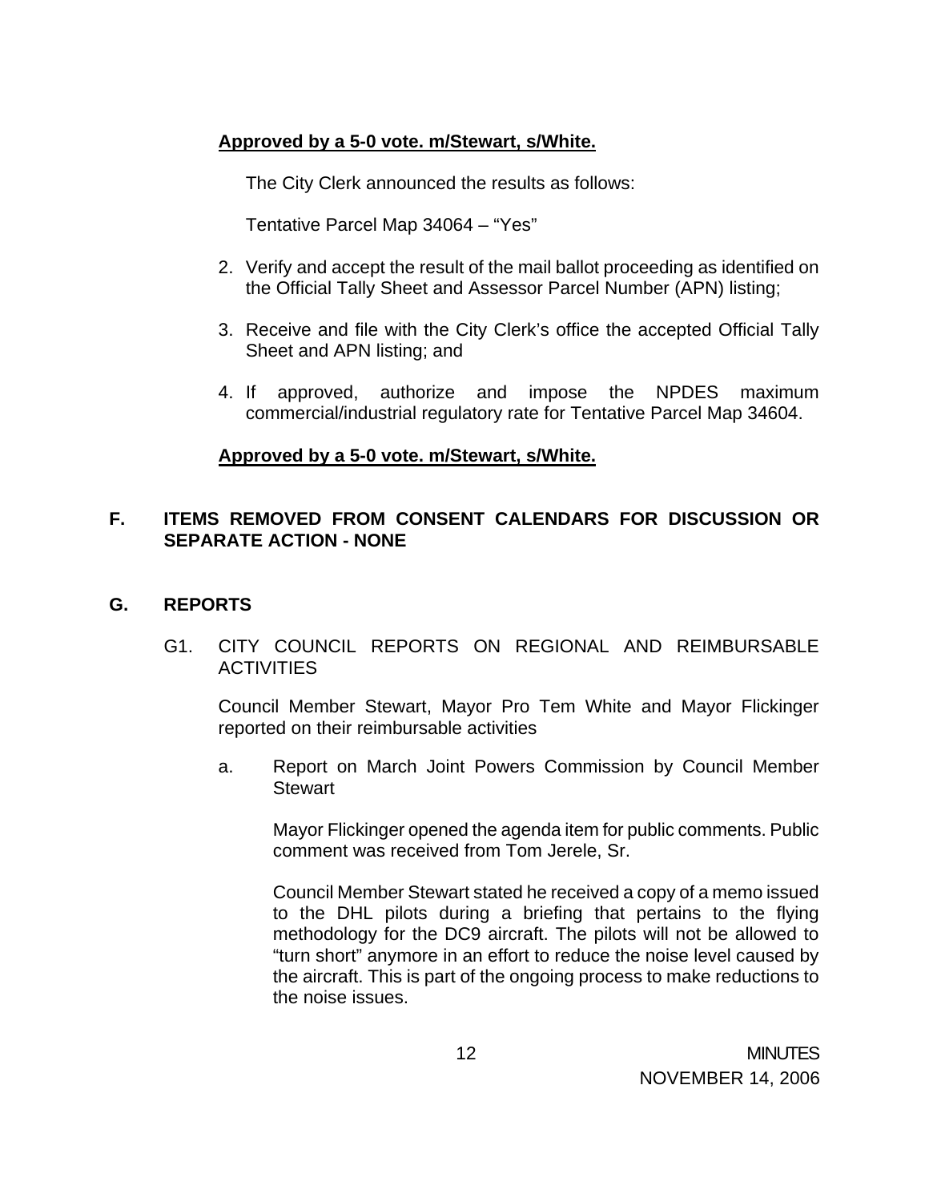**Approved by a 5-0 vote. m/Stewart, s/White.**

The City Clerk announced the results as follows:

Tentative Parcel Map 34064 – "Yes"

2. Verify and accept the result of the mail ballot proceeding as identified on the Official Tally Sheet and Assessor Parcel Number (APN) listing;
3. Receive and file with the City Clerk's office the accepted Official Tally Sheet and APN listing; and
4. If approved, authorize and impose the NPDES maximum commercial/industrial regulatory rate for Tentative Parcel Map 34604.

**Approved by a 5-0 vote. m/Stewart, s/White.**

## F. ITEMS REMOVED FROM CONSENT CALENDARS FOR DISCUSSION OR SEPARATE ACTION - NONE

## G. REPORTS

G1. CITY COUNCIL REPORTS ON REGIONAL AND REIMBURSABLE ACTIVITIES

Council Member Stewart, Mayor Pro Tem White and Mayor Flickinger reported on their reimbursable activities

a. Report on March Joint Powers Commission by Council Member Stewart

Mayor Flickinger opened the agenda item for public comments. Public comment was received from Tom Jerele, Sr.

Council Member Stewart stated he received a copy of a memo issued to the DHL pilots during a briefing that pertains to the flying methodology for the DC9 aircraft. The pilots will not be allowed to "turn short" anymore in an effort to reduce the noise level caused by the aircraft. This is part of the ongoing process to make reductions to the noise issues.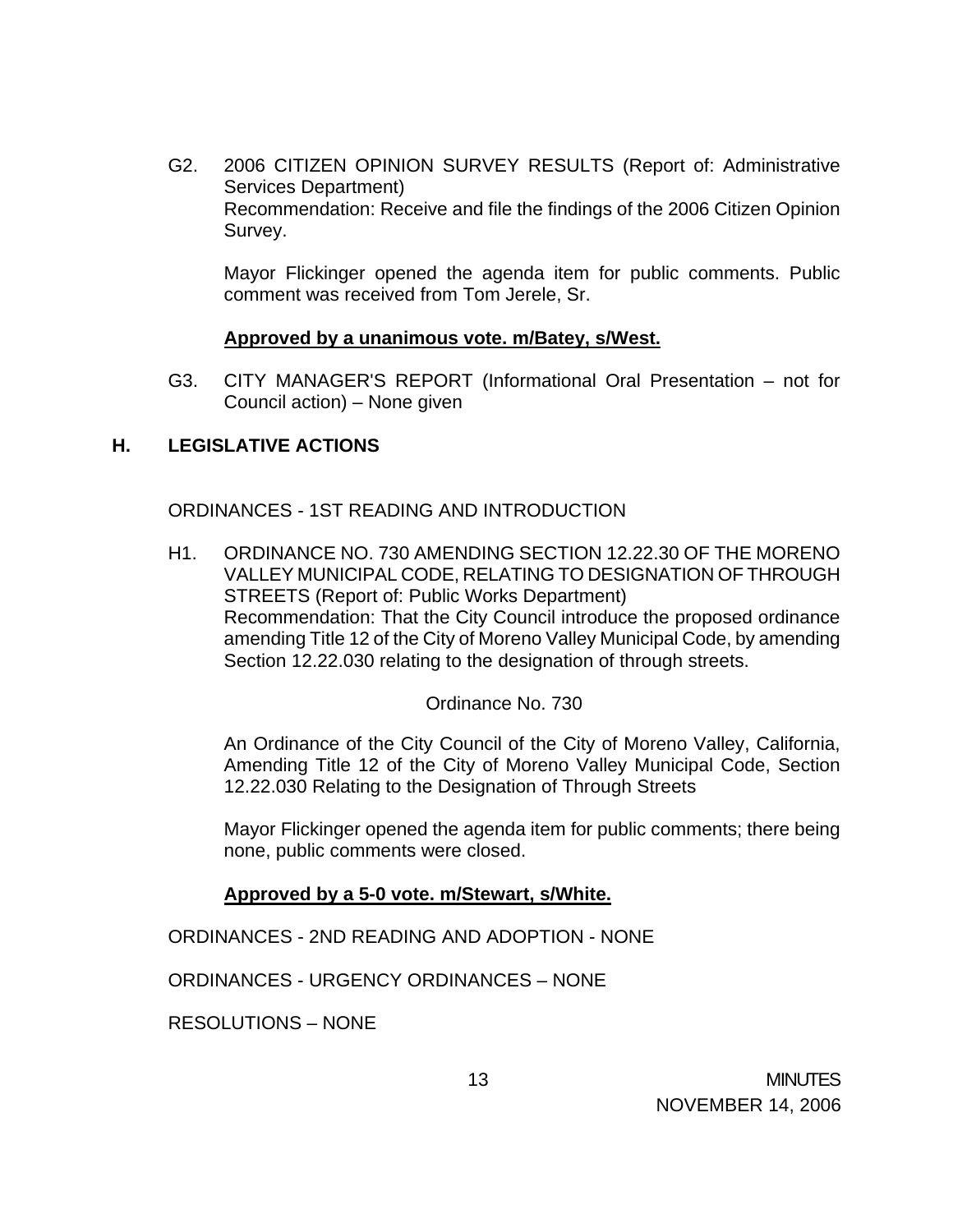G2. 2006 CITIZEN OPINION SURVEY RESULTS (Report of: Administrative Services Department)
Recommendation: Receive and file the findings of the 2006 Citizen Opinion Survey.

Mayor Flickinger opened the agenda item for public comments. Public comment was received from Tom Jerele, Sr.

**Approved by a unanimous vote. m/Batey, s/West.**

G3. CITY MANAGER'S REPORT (Informational Oral Presentation – not for Council action) – None given

## H. LEGISLATIVE ACTIONS

ORDINANCES - 1ST READING AND INTRODUCTION

H1. ORDINANCE NO. 730 AMENDING SECTION 12.22.30 OF THE MORENO VALLEY MUNICIPAL CODE, RELATING TO DESIGNATION OF THROUGH STREETS (Report of: Public Works Department)
Recommendation: That the City Council introduce the proposed ordinance amending Title 12 of the City of Moreno Valley Municipal Code, by amending Section 12.22.030 relating to the designation of through streets.

Ordinance No. 730

An Ordinance of the City Council of the City of Moreno Valley, California, Amending Title 12 of the City of Moreno Valley Municipal Code, Section 12.22.030 Relating to the Designation of Through Streets

Mayor Flickinger opened the agenda item for public comments; there being none, public comments were closed.

**Approved by a 5-0 vote. m/Stewart, s/White.**

ORDINANCES - 2ND READING AND ADOPTION - NONE

ORDINANCES - URGENCY ORDINANCES – NONE

RESOLUTIONS – NONE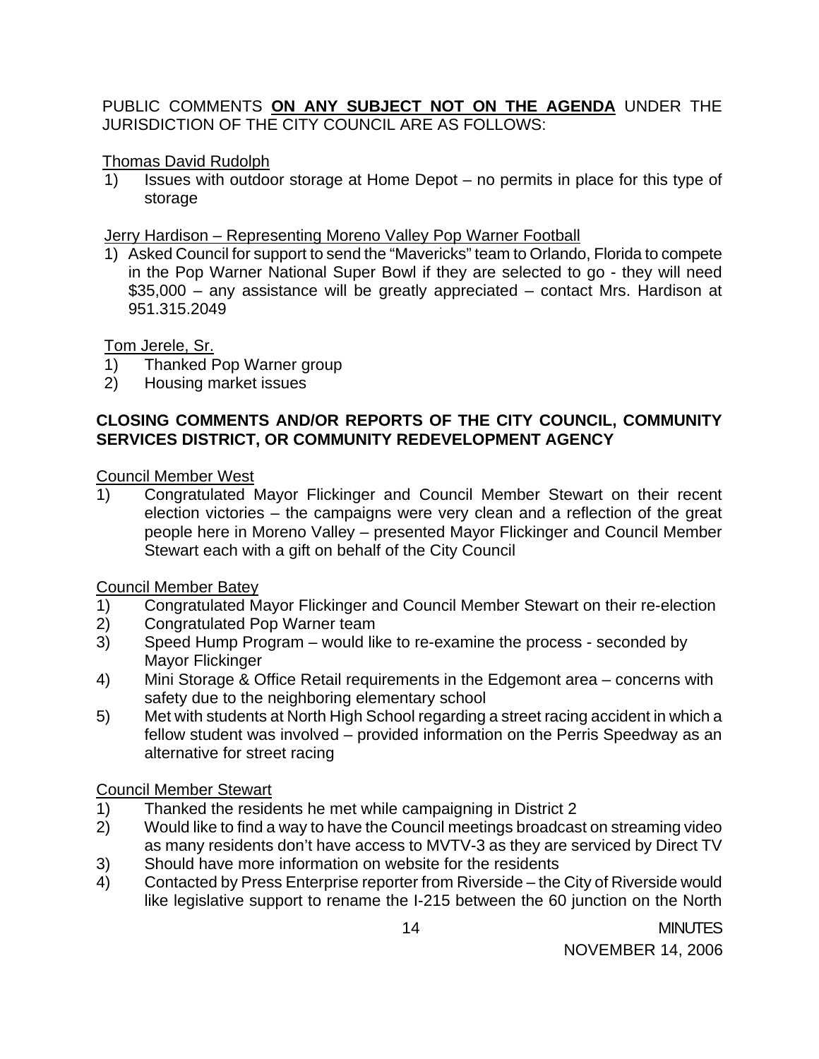PUBLIC COMMENTS **ON ANY SUBJECT NOT ON THE AGENDA** UNDER THE JURISDICTION OF THE CITY COUNCIL ARE AS FOLLOWS:

Thomas David Rudolph

1) Issues with outdoor storage at Home Depot – no permits in place for this type of storage

Jerry Hardison – Representing Moreno Valley Pop Warner Football

1) Asked Council for support to send the "Mavericks" team to Orlando, Florida to compete in the Pop Warner National Super Bowl if they are selected to go - they will need $35,000 – any assistance will be greatly appreciated – contact Mrs. Hardison at 951.315.2049

Tom Jerele, Sr.

1) Thanked Pop Warner group
2) Housing market issues

**CLOSING COMMENTS AND/OR REPORTS OF THE CITY COUNCIL, COMMUNITY SERVICES DISTRICT, OR COMMUNITY REDEVELOPMENT AGENCY**

Council Member West

1) Congratulated Mayor Flickinger and Council Member Stewart on their recent election victories – the campaigns were very clean and a reflection of the great people here in Moreno Valley – presented Mayor Flickinger and Council Member Stewart each with a gift on behalf of the City Council

Council Member Batey

1) Congratulated Mayor Flickinger and Council Member Stewart on their re-election
2) Congratulated Pop Warner team
3) Speed Hump Program – would like to re-examine the process - seconded by Mayor Flickinger
4) Mini Storage & Office Retail requirements in the Edgemont area – concerns with safety due to the neighboring elementary school
5) Met with students at North High School regarding a street racing accident in which a fellow student was involved – provided information on the Perris Speedway as an alternative for street racing

Council Member Stewart

1) Thanked the residents he met while campaigning in District 2
2) Would like to find a way to have the Council meetings broadcast on streaming video as many residents don't have access to MVTV-3 as they are serviced by Direct TV
3) Should have more information on website for the residents
4) Contacted by Press Enterprise reporter from Riverside – the City of Riverside would like legislative support to rename the I-215 between the 60 junction on the North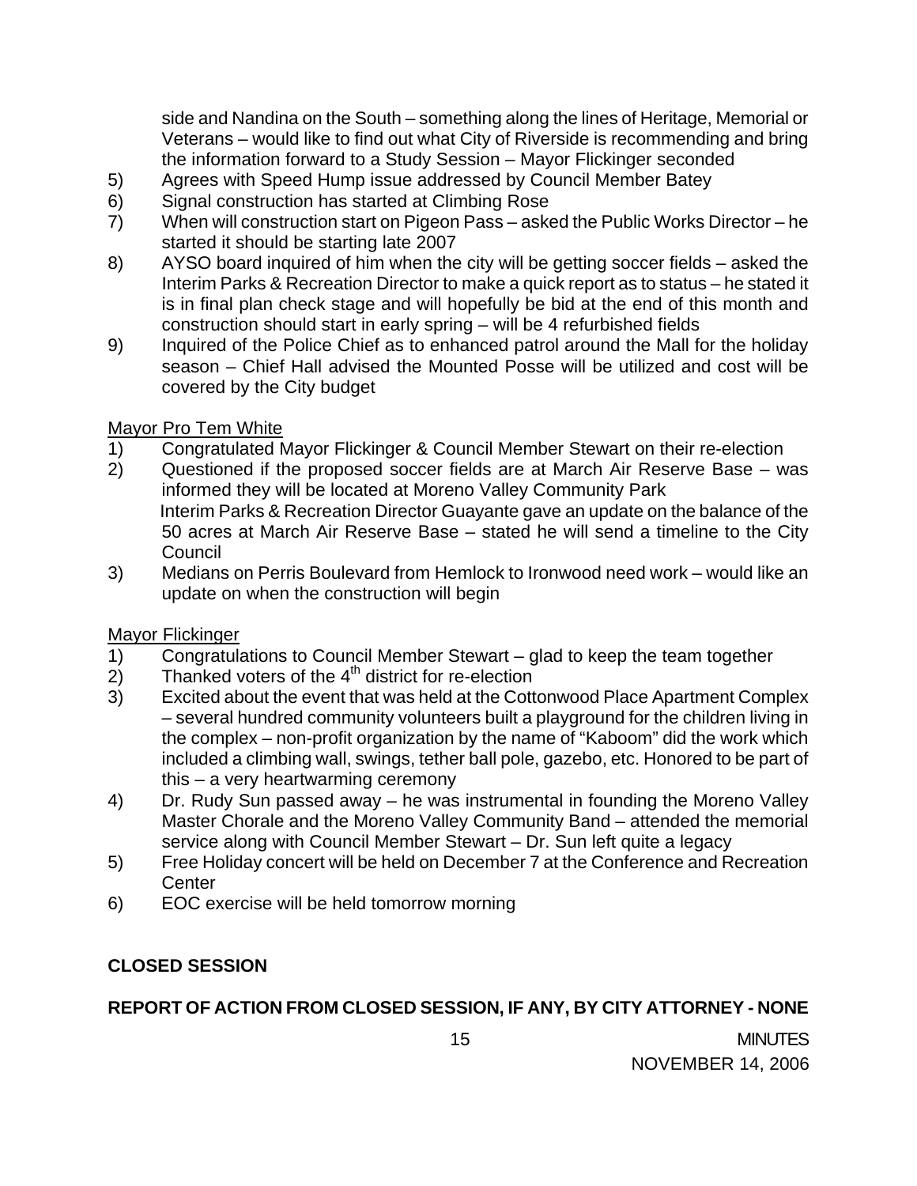side and Nandina on the South – something along the lines of Heritage, Memorial or Veterans – would like to find out what City of Riverside is recommending and bring the information forward to a Study Session – Mayor Flickinger seconded

5) Agrees with Speed Hump issue addressed by Council Member Batey
6) Signal construction has started at Climbing Rose
7) When will construction start on Pigeon Pass – asked the Public Works Director – he started it should be starting late 2007
8) AYSO board inquired of him when the city will be getting soccer fields – asked the Interim Parks & Recreation Director to make a quick report as to status – he stated it is in final plan check stage and will hopefully be bid at the end of this month and construction should start in early spring – will be 4 refurbished fields
9) Inquired of the Police Chief as to enhanced patrol around the Mall for the holiday season – Chief Hall advised the Mounted Posse will be utilized and cost will be covered by the City budget

Mayor Pro Tem White

1) Congratulated Mayor Flickinger & Council Member Stewart on their re-election
2) Questioned if the proposed soccer fields are at March Air Reserve Base – was informed they will be located at Moreno Valley Community Park
   Interim Parks & Recreation Director Guayante gave an update on the balance of the 50 acres at March Air Reserve Base – stated he will send a timeline to the City Council
3) Medians on Perris Boulevard from Hemlock to Ironwood need work – would like an update on when the construction will begin

Mayor Flickinger

1) Congratulations to Council Member Stewart – glad to keep the team together
2) Thanked voters of the 4th district for re-election
3) Excited about the event that was held at the Cottonwood Place Apartment Complex – several hundred community volunteers built a playground for the children living in the complex – non-profit organization by the name of "Kaboom" did the work which included a climbing wall, swings, tether ball pole, gazebo, etc. Honored to be part of this – a very heartwarming ceremony
4) Dr. Rudy Sun passed away – he was instrumental in founding the Moreno Valley Master Chorale and the Moreno Valley Community Band – attended the memorial service along with Council Member Stewart – Dr. Sun left quite a legacy
5) Free Holiday concert will be held on December 7 at the Conference and Recreation Center
6) EOC exercise will be held tomorrow morning

**CLOSED SESSION**

**REPORT OF ACTION FROM CLOSED SESSION, IF ANY, BY CITY ATTORNEY - NONE**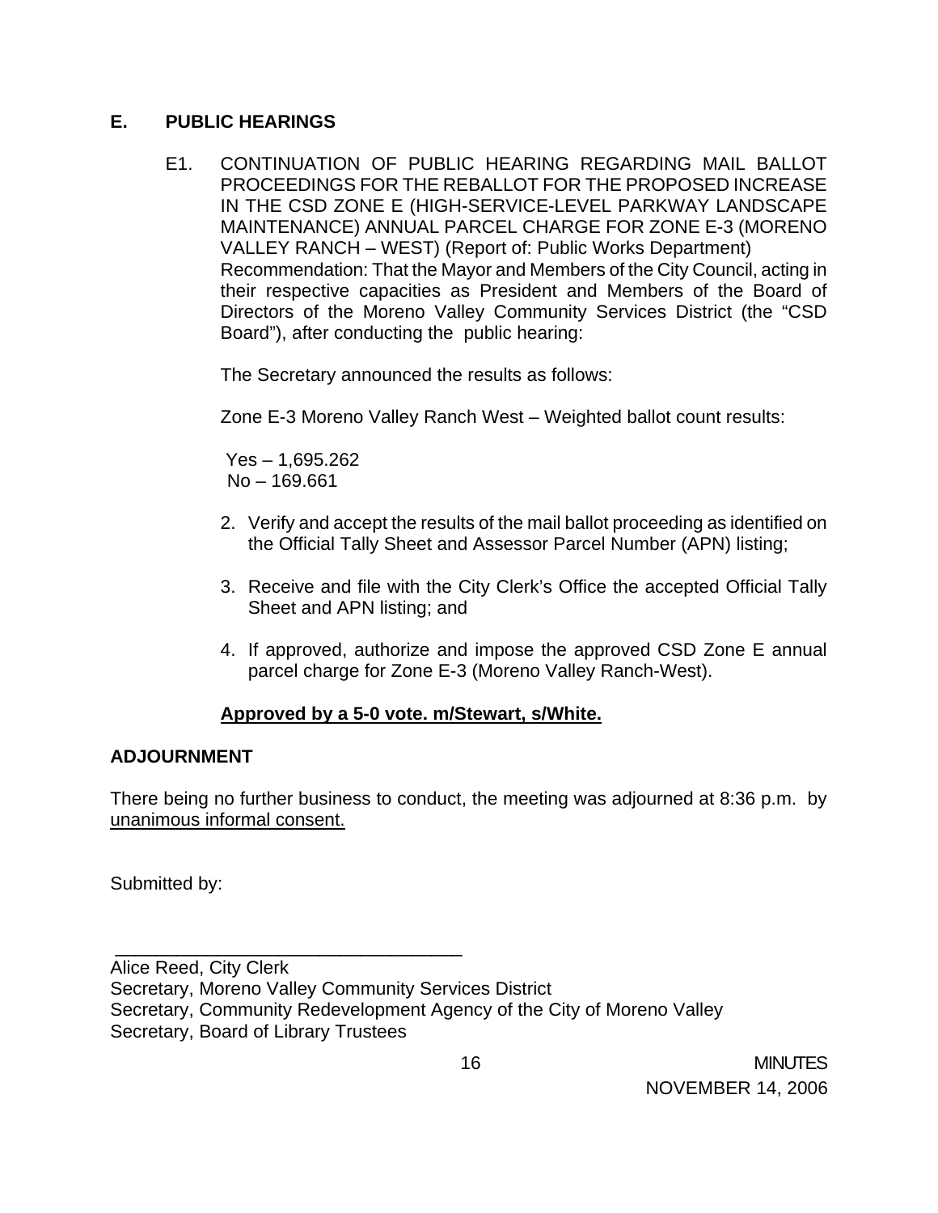## E. PUBLIC HEARINGS

E1. CONTINUATION OF PUBLIC HEARING REGARDING MAIL BALLOT PROCEEDINGS FOR THE REBALLOT FOR THE PROPOSED INCREASE IN THE CSD ZONE E (HIGH-SERVICE-LEVEL PARKWAY LANDSCAPE MAINTENANCE) ANNUAL PARCEL CHARGE FOR ZONE E-3 (MORENO VALLEY RANCH – WEST) (Report of: Public Works Department)
Recommendation: That the Mayor and Members of the City Council, acting in their respective capacities as President and Members of the Board of Directors of the Moreno Valley Community Services District (the "CSD Board"), after conducting the public hearing:

The Secretary announced the results as follows:

Zone E-3 Moreno Valley Ranch West – Weighted ballot count results:

Yes – 1,695.262
No – 169.661

2. Verify and accept the results of the mail ballot proceeding as identified on the Official Tally Sheet and Assessor Parcel Number (APN) listing;

3. Receive and file with the City Clerk's Office the accepted Official Tally Sheet and APN listing; and

4. If approved, authorize and impose the approved CSD Zone E annual parcel charge for Zone E-3 (Moreno Valley Ranch-West).

**Approved by a 5-0 vote. m/Stewart, s/White.**

## ADJOURNMENT

There being no further business to conduct, the meeting was adjourned at 8:36 p.m. by unanimous informal consent.

Submitted by:

\_\_\_\_\_\_\_\_\_\_\_\_\_\_\_\_\_\_\_\_\_\_\_\_\_\_\_\_\_\_\_\_\_\_\_

Alice Reed, City Clerk
Secretary, Moreno Valley Community Services District
Secretary, Community Redevelopment Agency of the City of Moreno Valley
Secretary, Board of Library Trustees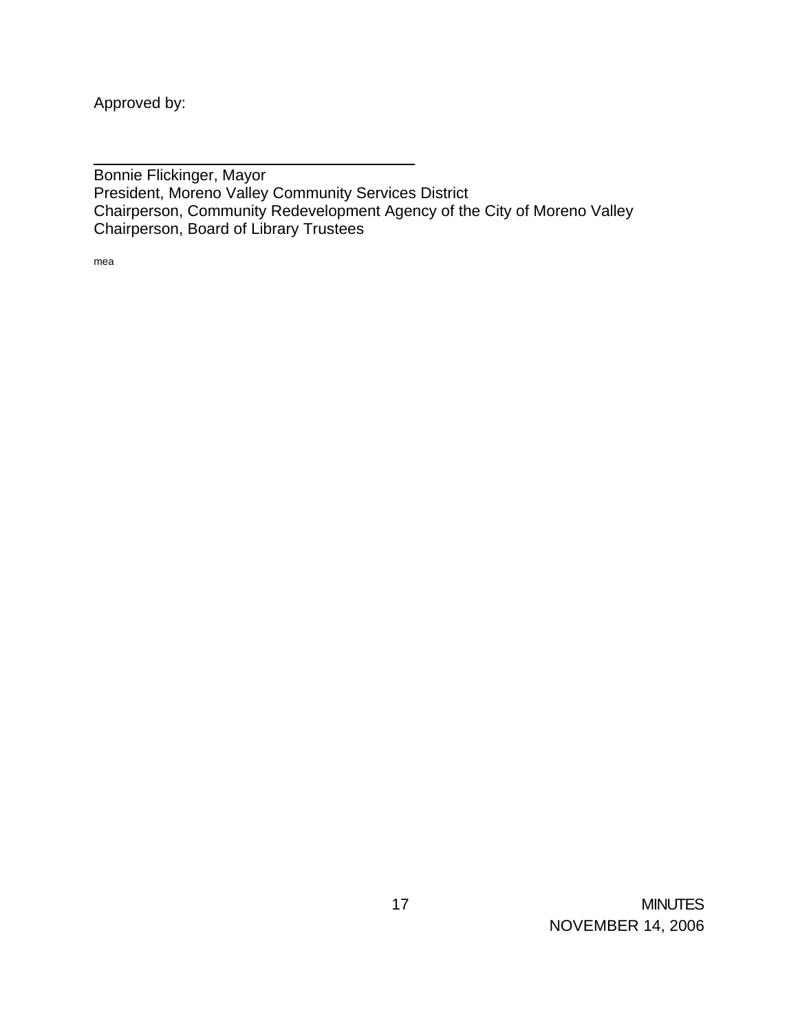Approved by:

\_\_\_\_\_\_\_\_\_\_\_\_\_\_\_\_\_\_\_\_\_\_\_\_\_\_\_\_\_\_\_\_\_\_\_\_

Bonnie Flickinger, Mayor
President, Moreno Valley Community Services District
Chairperson, Community Redevelopment Agency of the City of Moreno Valley
Chairperson, Board of Library Trustees

mea